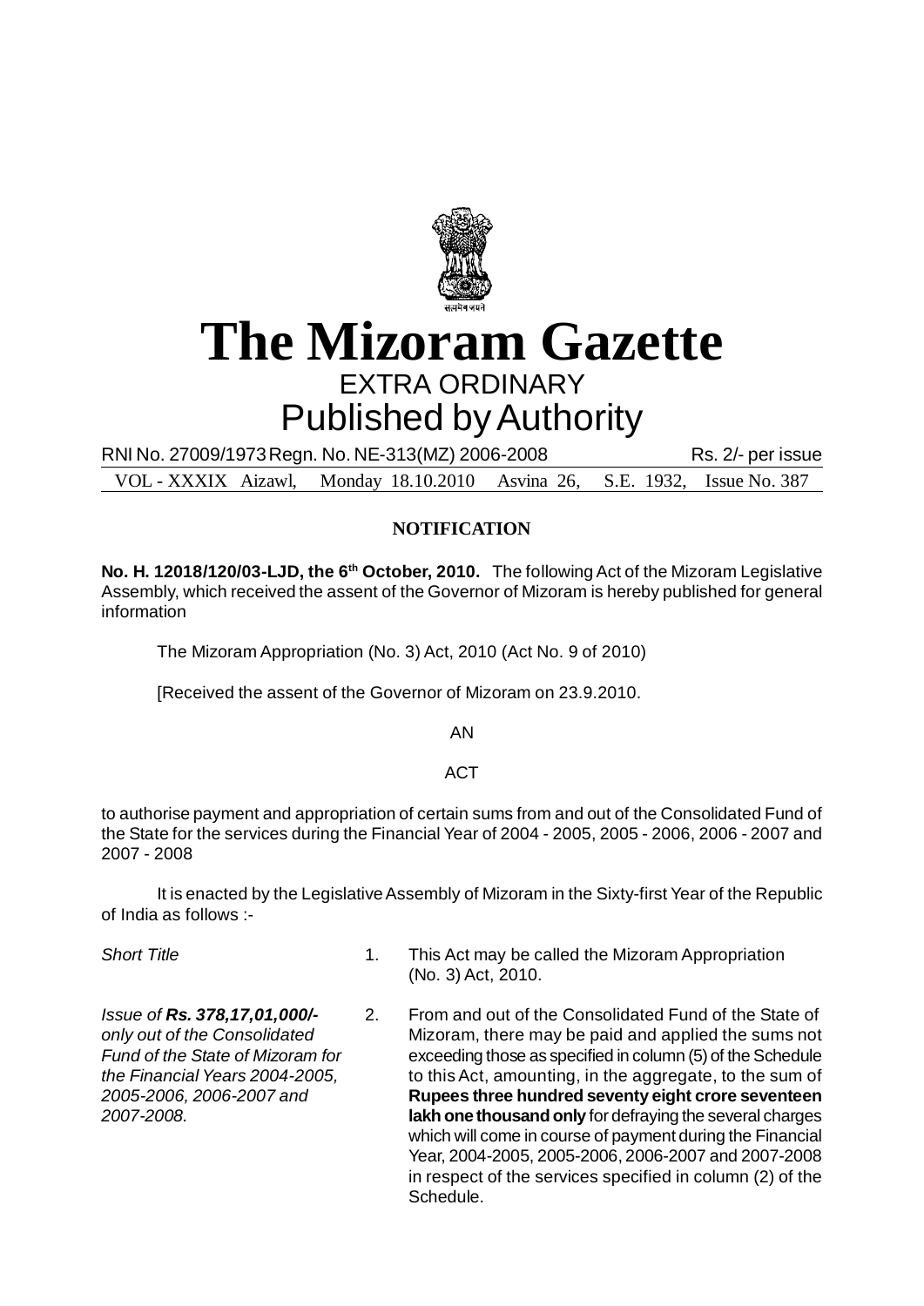# The Mizoram Gazette

EXTRA ORDINARY

Published by Authority

RNI No. 27009/1973 Regn. No. NE-313(MZ) 2006-2008 Rs. 2/- per issue

VOL - XXXIX Aizawl, Monday 18.10.2010 Asvina 26, S.E. 1932, Issue No. 387

**NOTIFICATION**

**No. H. 12018/120/03-LJD, the 6th October, 2010.** The following Act of the Mizoram Legislative Assembly, which received the assent of the Governor of Mizoram is hereby published for general information

The Mizoram Appropriation (No. 3) Act, 2010 (Act No. 9 of 2010)

[Received the assent of the Governor of Mizoram on 23.9.2010.

AN

ACT

to authorise payment and appropriation of certain sums from and out of the Consolidated Fund of the State for the services during the Financial Year of 2004 - 2005, 2005 - 2006, 2006 - 2007 and 2007 - 2008

It is enacted by the Legislative Assembly of Mizoram in the Sixty-first Year of the Republic of India as follows :-

*Short Title*

1. This Act may be called the Mizoram Appropriation (No. 3) Act, 2010.

*Issue of **Rs. 378,17,01,000/-** only out of the Consolidated Fund of the State of Mizoram for the Financial Years 2004-2005, 2005-2006, 2006-2007 and 2007-2008.*

2. From and out of the Consolidated Fund of the State of Mizoram, there may be paid and applied the sums not exceeding those as specified in column (5) of the Schedule to this Act, amounting, in the aggregate, to the sum of **Rupees three hundred seventy eight crore seventeen lakh one thousand only** for defraying the several charges which will come in course of payment during the Financial Year, 2004-2005, 2005-2006, 2006-2007 and 2007-2008 in respect of the services specified in column (2) of the Schedule.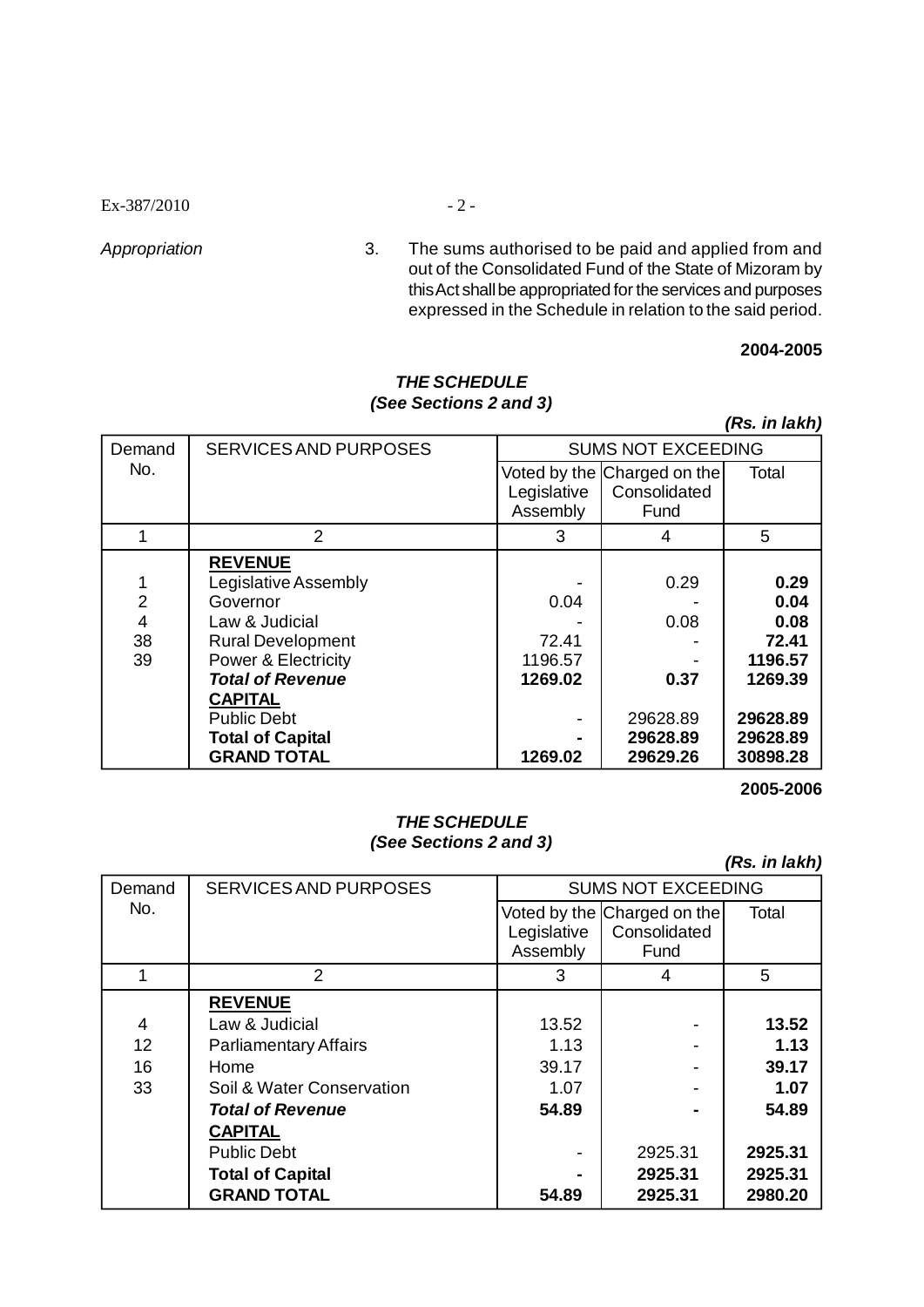*Appropriation*

3. The sums authorised to be paid and applied from and out of the Consolidated Fund of the State of Mizoram by this Act shall be appropriated for the services and purposes expressed in the Schedule in relation to the said period.

**2004-2005**

***THE SCHEDULE***
***(See Sections 2 and 3)***

***(Rs. in lakh)***

| Demand No. | SERVICES AND PURPOSES | SUMS NOT EXCEEDING | | |
|---|---|---|---|---|
| | | Voted by the Legislative Assembly | Charged on the Consolidated Fund | Total |
| 1 | 2 | 3 | 4 | 5 |
| | **REVENUE** | | | |
| 1 | Legislative Assembly | - | 0.29 | **0.29** |
| 2 | Governor | 0.04 | - | **0.04** |
| 4 | Law & Judicial | - | 0.08 | **0.08** |
| 38 | Rural Development | 72.41 | - | **72.41** |
| 39 | Power & Electricity | 1196.57 | - | **1196.57** |
| | ***Total of Revenue*** | **1269.02** | **0.37** | **1269.39** |
| | **CAPITAL** | | | |
| | Public Debt | - | 29628.89 | **29628.89** |
| | **Total of Capital** | **-** | **29628.89** | **29628.89** |
| | **GRAND TOTAL** | **1269.02** | **29629.26** | **30898.28** |

**2005-2006**

***THE SCHEDULE***
***(See Sections 2 and 3)***

***(Rs. in lakh)***

| Demand No. | SERVICES AND PURPOSES | SUMS NOT EXCEEDING | | |
|---|---|---|---|---|
| | | Voted by the Legislative Assembly | Charged on the Consolidated Fund | Total |
| 1 | 2 | 3 | 4 | 5 |
| | **REVENUE** | | | |
| 4 | Law & Judicial | 13.52 | - | **13.52** |
| 12 | Parliamentary Affairs | 1.13 | - | **1.13** |
| 16 | Home | 39.17 | - | **39.17** |
| 33 | Soil & Water Conservation | 1.07 | - | **1.07** |
| | ***Total of Revenue*** | **54.89** | **-** | **54.89** |
| | **CAPITAL** | | | |
| | Public Debt | - | 2925.31 | **2925.31** |
| | **Total of Capital** | **-** | **2925.31** | **2925.31** |
| | **GRAND TOTAL** | **54.89** | **2925.31** | **2980.20** |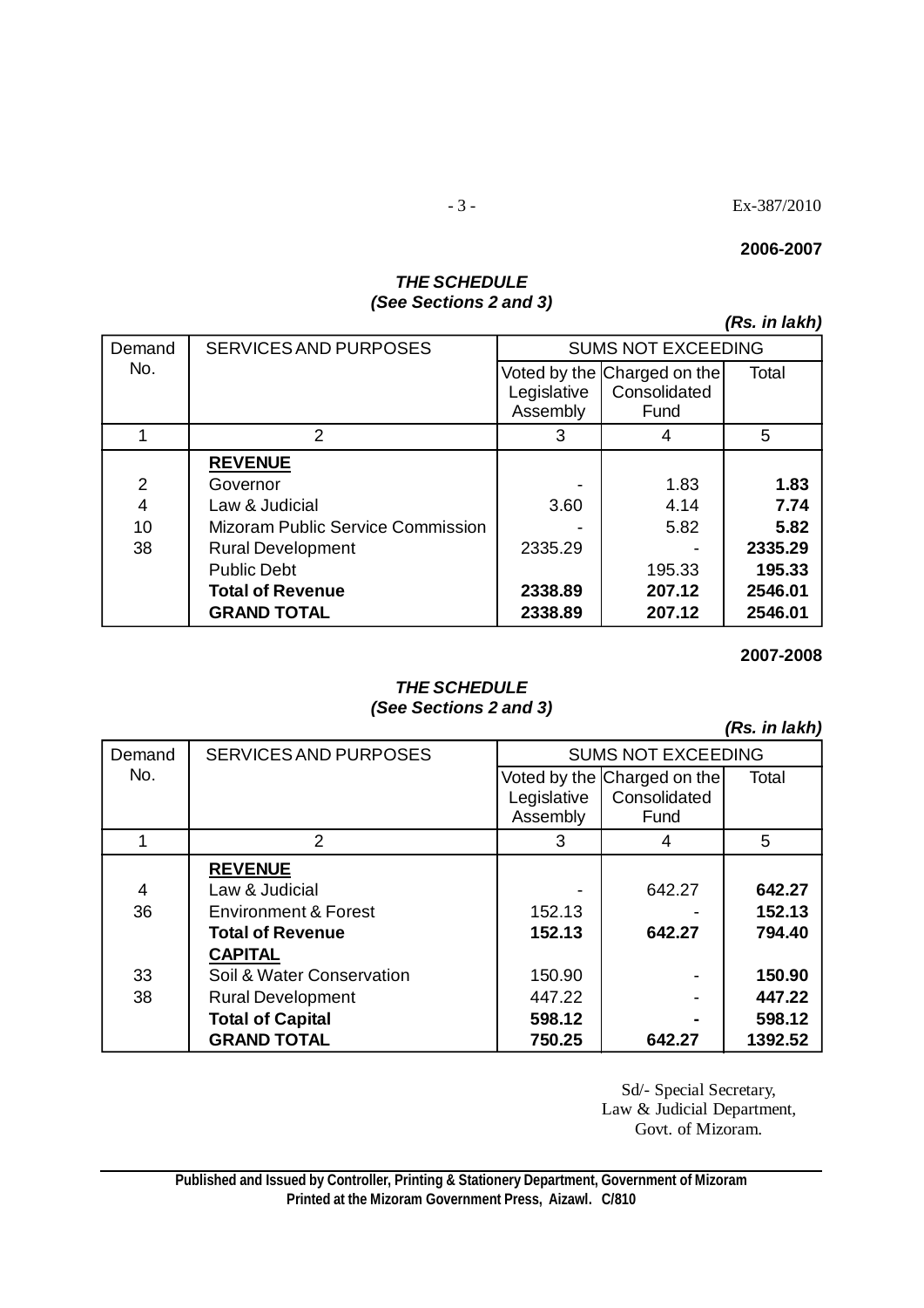**2006-2007**

***THE SCHEDULE***
***(See Sections 2 and 3)***

***(Rs. in lakh)***

| Demand No. | SERVICES AND PURPOSES | SUMS NOT EXCEEDING | | |
|---|---|---|---|---|
| | | Voted by the Legislative Assembly | Charged on the Consolidated Fund | Total |
| 1 | 2 | 3 | 4 | 5 |
| | **REVENUE** | | | |
| 2 | Governor | - | 1.83 | **1.83** |
| 4 | Law & Judicial | 3.60 | 4.14 | **7.74** |
| 10 | Mizoram Public Service Commission | - | 5.82 | **5.82** |
| 38 | Rural Development | 2335.29 | - | **2335.29** |
| | Public Debt | | 195.33 | **195.33** |
| | **Total of Revenue** | **2338.89** | **207.12** | **2546.01** |
| | **GRAND TOTAL** | **2338.89** | **207.12** | **2546.01** |

**2007-2008**

***THE SCHEDULE***
***(See Sections 2 and 3)***

***(Rs. in lakh)***

| Demand No. | SERVICES AND PURPOSES | SUMS NOT EXCEEDING | | |
|---|---|---|---|---|
| | | Voted by the Legislative Assembly | Charged on the Consolidated Fund | Total |
| 1 | 2 | 3 | 4 | 5 |
| | **REVENUE** | | | |
| 4 | Law & Judicial | - | 642.27 | **642.27** |
| 36 | Environment & Forest | 152.13 | - | **152.13** |
| | **Total of Revenue** | **152.13** | **642.27** | **794.40** |
| | **CAPITAL** | | | |
| 33 | Soil & Water Conservation | 150.90 | - | **150.90** |
| 38 | Rural Development | 447.22 | - | **447.22** |
| | **Total of Capital** | **598.12** | **-** | **598.12** |
| | **GRAND TOTAL** | **750.25** | **642.27** | **1392.52** |

Sd/- Special Secretary,
Law & Judicial Department,
Govt. of Mizoram.

**Published and Issued by Controller, Printing & Stationery Department, Government of Mizoram**
**Printed at the Mizoram Government Press, Aizawl. C/810**